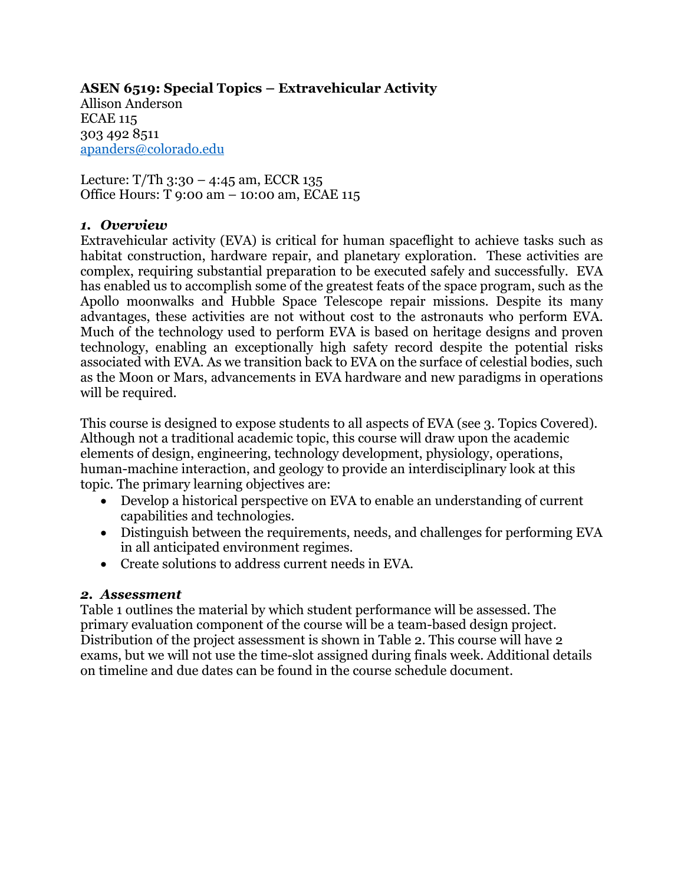**ASEN 6519: Special Topics – Extravehicular Activity**
Allison Anderson
ECAE 115
303 492 8511
apanders@colorado.edu

Lecture: T/Th 3:30 – 4:45 am, ECCR 135
Office Hours: T 9:00 am – 10:00 am, ECAE 115

### *1. Overview*

Extravehicular activity (EVA) is critical for human spaceflight to achieve tasks such as habitat construction, hardware repair, and planetary exploration. These activities are complex, requiring substantial preparation to be executed safely and successfully. EVA has enabled us to accomplish some of the greatest feats of the space program, such as the Apollo moonwalks and Hubble Space Telescope repair missions. Despite its many advantages, these activities are not without cost to the astronauts who perform EVA. Much of the technology used to perform EVA is based on heritage designs and proven technology, enabling an exceptionally high safety record despite the potential risks associated with EVA. As we transition back to EVA on the surface of celestial bodies, such as the Moon or Mars, advancements in EVA hardware and new paradigms in operations will be required.

This course is designed to expose students to all aspects of EVA (see 3. Topics Covered). Although not a traditional academic topic, this course will draw upon the academic elements of design, engineering, technology development, physiology, operations, human-machine interaction, and geology to provide an interdisciplinary look at this topic. The primary learning objectives are:

- Develop a historical perspective on EVA to enable an understanding of current capabilities and technologies.
- Distinguish between the requirements, needs, and challenges for performing EVA in all anticipated environment regimes.
- Create solutions to address current needs in EVA.

### *2. Assessment*

Table 1 outlines the material by which student performance will be assessed. The primary evaluation component of the course will be a team-based design project. Distribution of the project assessment is shown in Table 2. This course will have 2 exams, but we will not use the time-slot assigned during finals week. Additional details on timeline and due dates can be found in the course schedule document.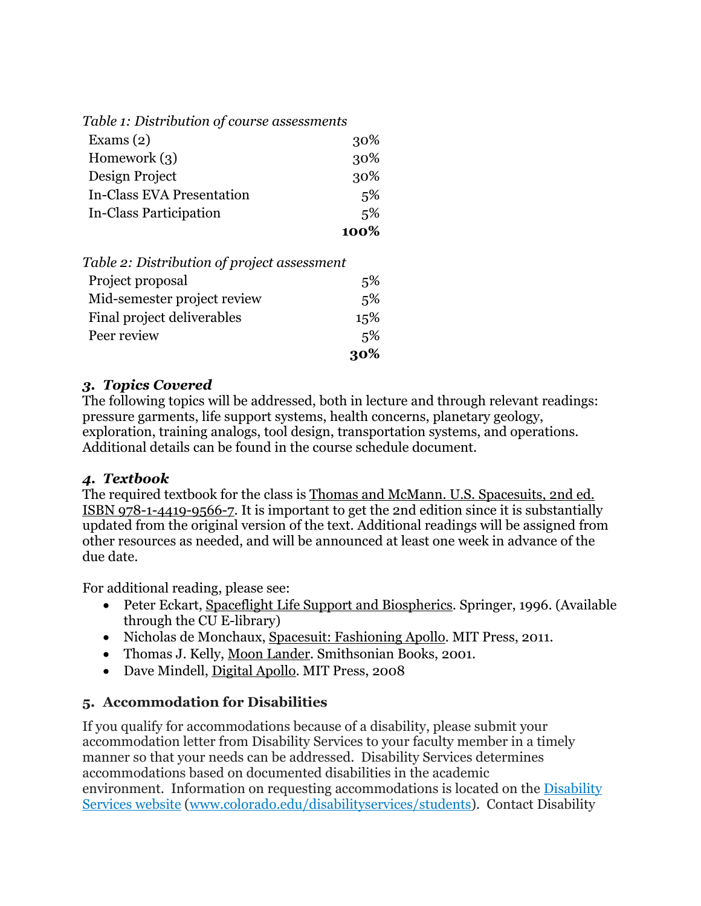*Table 1: Distribution of course assessments*

| | |
|---|---:|
| Exams (2) | 30% |
| Homework (3) | 30% |
| Design Project | 30% |
| In-Class EVA Presentation | 5% |
| In-Class Participation | 5% |
| | **100%** |

*Table 2: Distribution of project assessment*

| | |
|---|---:|
| Project proposal | 5% |
| Mid-semester project review | 5% |
| Final project deliverables | 15% |
| Peer review | 5% |
| | **30%** |

### 3. *Topics Covered*

The following topics will be addressed, both in lecture and through relevant readings: pressure garments, life support systems, health concerns, planetary geology, exploration, training analogs, tool design, transportation systems, and operations. Additional details can be found in the course schedule document.

### 4. *Textbook*

The required textbook for the class is Thomas and McMann. U.S. Spacesuits, 2nd ed. ISBN 978-1-4419-9566-7. It is important to get the 2nd edition since it is substantially updated from the original version of the text. Additional readings will be assigned from other resources as needed, and will be announced at least one week in advance of the due date.

For additional reading, please see:

- Peter Eckart, Spaceflight Life Support and Biospherics. Springer, 1996. (Available through the CU E-library)
- Nicholas de Monchaux, Spacesuit: Fashioning Apollo. MIT Press, 2011.
- Thomas J. Kelly, Moon Lander. Smithsonian Books, 2001.
- Dave Mindell, Digital Apollo. MIT Press, 2008

### 5. Accommodation for Disabilities

If you qualify for accommodations because of a disability, please submit your accommodation letter from Disability Services to your faculty member in a timely manner so that your needs can be addressed. Disability Services determines accommodations based on documented disabilities in the academic environment. Information on requesting accommodations is located on the Disability Services website (www.colorado.edu/disabilityservices/students). Contact Disability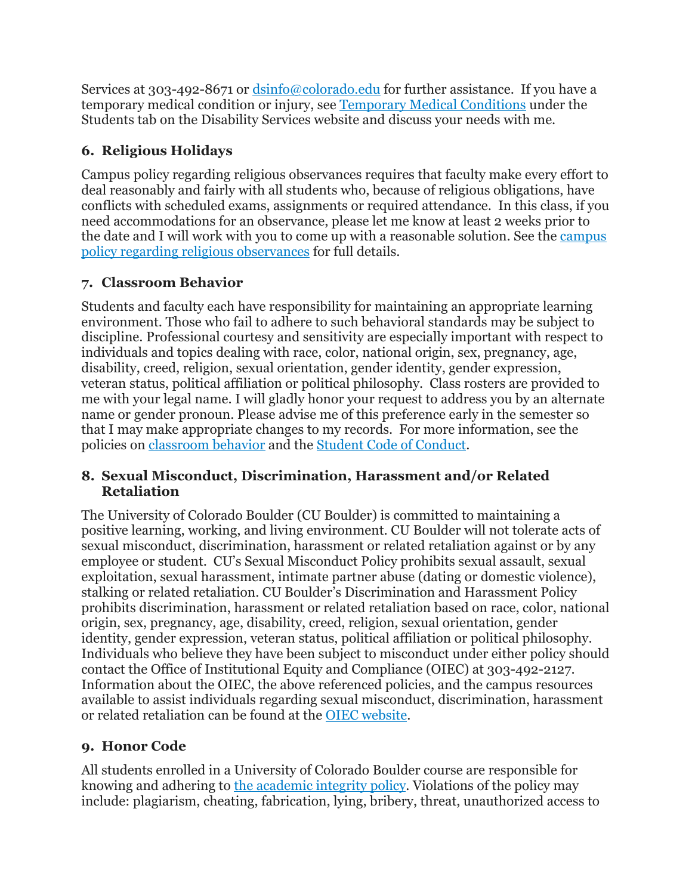Services at 303-492-8671 or [dsinfo@colorado.edu](mailto:dsinfo@colorado.edu) for further assistance. If you have a temporary medical condition or injury, see [Temporary Medical Conditions]() under the Students tab on the Disability Services website and discuss your needs with me.

### 6. Religious Holidays

Campus policy regarding religious observances requires that faculty make every effort to deal reasonably and fairly with all students who, because of religious obligations, have conflicts with scheduled exams, assignments or required attendance. In this class, if you need accommodations for an observance, please let me know at least 2 weeks prior to the date and I will work with you to come up with a reasonable solution. See the [campus policy regarding religious observances]() for full details.

### 7. Classroom Behavior

Students and faculty each have responsibility for maintaining an appropriate learning environment. Those who fail to adhere to such behavioral standards may be subject to discipline. Professional courtesy and sensitivity are especially important with respect to individuals and topics dealing with race, color, national origin, sex, pregnancy, age, disability, creed, religion, sexual orientation, gender identity, gender expression, veteran status, political affiliation or political philosophy. Class rosters are provided to me with your legal name. I will gladly honor your request to address you by an alternate name or gender pronoun. Please advise me of this preference early in the semester so that I may make appropriate changes to my records. For more information, see the policies on [classroom behavior]() and the [Student Code of Conduct]().

### 8. Sexual Misconduct, Discrimination, Harassment and/or Related Retaliation

The University of Colorado Boulder (CU Boulder) is committed to maintaining a positive learning, working, and living environment. CU Boulder will not tolerate acts of sexual misconduct, discrimination, harassment or related retaliation against or by any employee or student. CU's Sexual Misconduct Policy prohibits sexual assault, sexual exploitation, sexual harassment, intimate partner abuse (dating or domestic violence), stalking or related retaliation. CU Boulder's Discrimination and Harassment Policy prohibits discrimination, harassment or related retaliation based on race, color, national origin, sex, pregnancy, age, disability, creed, religion, sexual orientation, gender identity, gender expression, veteran status, political affiliation or political philosophy. Individuals who believe they have been subject to misconduct under either policy should contact the Office of Institutional Equity and Compliance (OIEC) at 303-492-2127. Information about the OIEC, the above referenced policies, and the campus resources available to assist individuals regarding sexual misconduct, discrimination, harassment or related retaliation can be found at the [OIEC website]().

### 9. Honor Code

All students enrolled in a University of Colorado Boulder course are responsible for knowing and adhering to [the academic integrity policy](). Violations of the policy may include: plagiarism, cheating, fabrication, lying, bribery, threat, unauthorized access to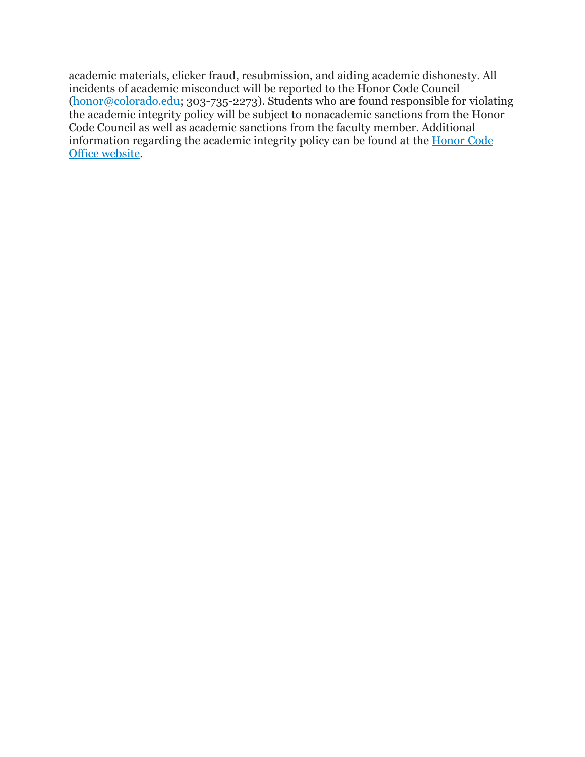academic materials, clicker fraud, resubmission, and aiding academic dishonesty. All incidents of academic misconduct will be reported to the Honor Code Council (honor@colorado.edu; 303-735-2273). Students who are found responsible for violating the academic integrity policy will be subject to nonacademic sanctions from the Honor Code Council as well as academic sanctions from the faculty member. Additional information regarding the academic integrity policy can be found at the Honor Code Office website.